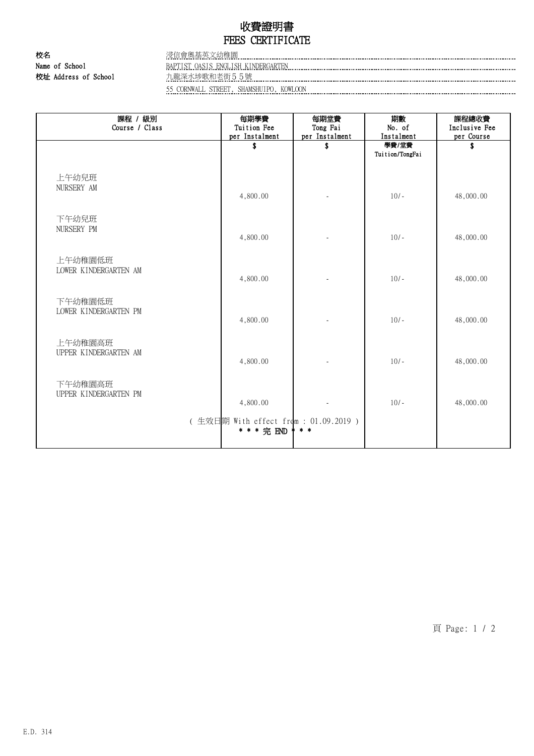# 收費證明書
# FEES CERTIFICATE

**校名**
**Name of School** 浸信會奧基英文幼稚園
BAPTIST OASIS ENGLISH KINDERGARTEN

**校址 Address of School** 九龍深水埗歌和老街５５號
55 CORNWALL STREET, SHAMSHUIPO, KOWLOON

| 課程 / 級別<br>Course / Class | 每期學費<br>Tuition Fee<br>per Instalment<br>$ | 每期堂費<br>Tong Fai<br>per Instalment<br>$ | 期數<br>No. of<br>Instalment<br>學費/堂費<br>Tuition/TongFai | 課程總收費<br>Inclusive Fee<br>per Course<br>$ |
|---|---|---|---|---|
| 上午幼兒班<br>NURSERY AM | 4,800.00 | - | 10/- | 48,000.00 |
| 下午幼兒班<br>NURSERY PM | 4,800.00 | - | 10/- | 48,000.00 |
| 上午幼稚園低班<br>LOWER KINDERGARTEN AM | 4,800.00 | - | 10/- | 48,000.00 |
| 下午幼稚園低班<br>LOWER KINDERGARTEN PM | 4,800.00 | - | 10/- | 48,000.00 |
| 上午幼稚園高班<br>UPPER KINDERGARTEN AM | 4,800.00 | - | 10/- | 48,000.00 |
| 下午幼稚園高班<br>UPPER KINDERGARTEN PM | 4,800.00 | - | 10/- | 48,000.00 |

( 生效日期 With effect from : 01.09.2019 )

* * * 完 END * * *

E.D. 314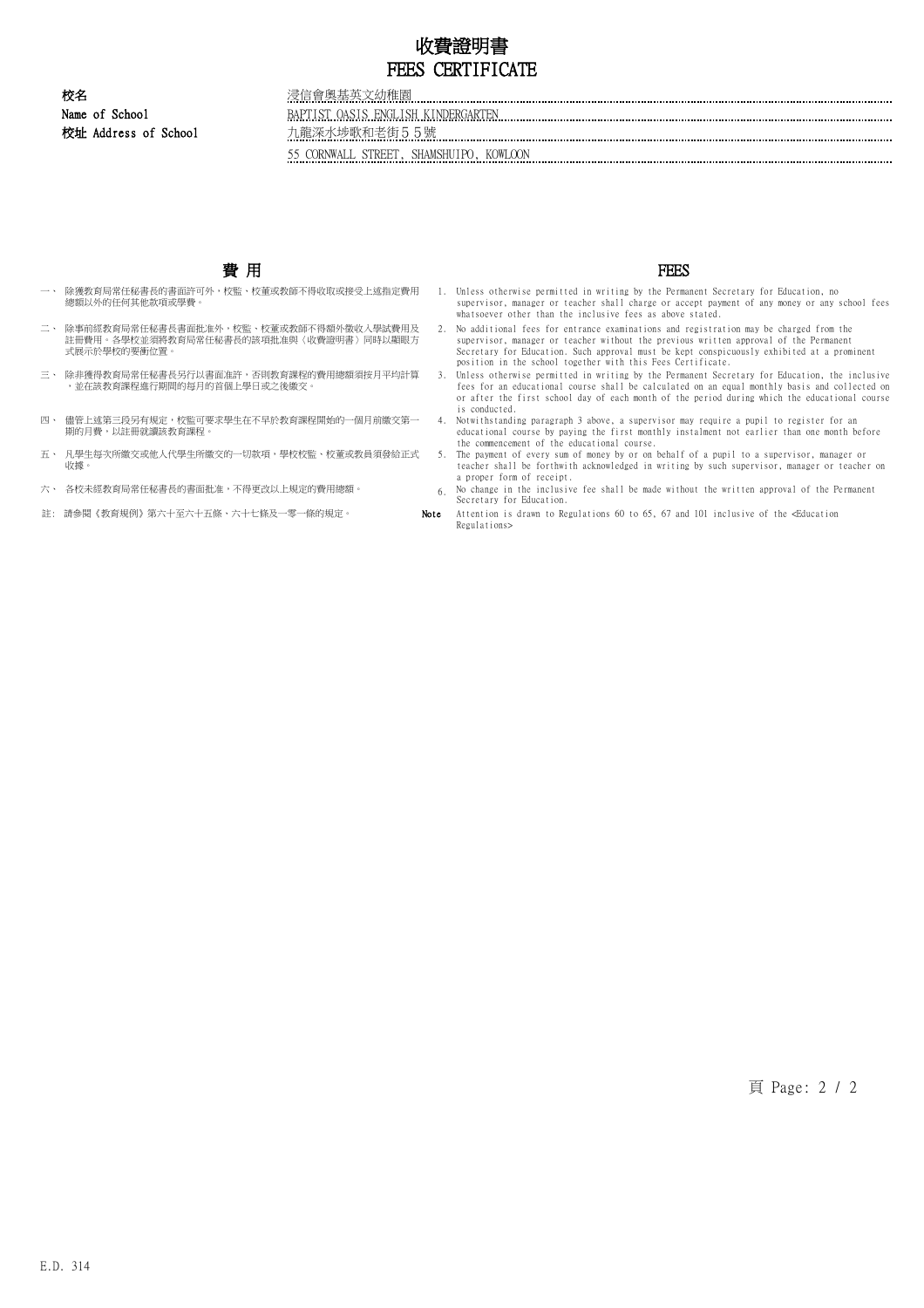# 收費證明書
# FEES CERTIFICATE

**校名** 浸信會奧基英文幼稚園

**Name of School** BAPTIST OASIS ENGLISH KINDERGARTEN

**校址 Address of School** 九龍深水埗歌和老街５５號

55 CORNWALL STREET, SHAMSHUIPO, KOWLOON

## 費 用

一、 除獲教育局常任秘書長的書面許可外，校監、校董或教師不得收取或接受上述指定費用總額以外的任何其他款項或學費。

二、 除事前經教育局常任秘書長書面批准外，校監、校董或教師不得額外徵收入學試費用及註冊費用。各學校並須將教育局常任秘書長的該項批准與〈收費證明書〉同時以顯眼方式展示於學校的要衝位置。

三、 除非獲得教育局常任秘書長另行以書面准許，否則教育課程的費用總額須按月平均計算，並在該教育課程進行期間的每月的首個上學日或之後繳交。

四、 儘管上述第三段另有規定，校監可要求學生在不早於教育課程開始的一個月前繳交第一期的月費，以註冊就讀該教育課程。

五、 凡學生每次所繳交或他人代學生所繳交的一切款項，學校校監、校董或教員須發給正式收據。

六、 各校未經教育局常任秘書長的書面批准，不得更改以上規定的費用總額。

註: 請參閱《教育規例》第六十至六十五條、六十七條及一零一條的規定。

## FEES

1. Unless otherwise permitted in writing by the Permanent Secretary for Education, no supervisor, manager or teacher shall charge or accept payment of any money or any school fees whatsoever other than the inclusive fees as above stated.
2. No additional fees for entrance examinations and registration may be charged from the supervisor, manager or teacher without the previous written approval of the Permanent Secretary for Education. Such approval must be kept conspicuously exhibited at a prominent position in the school together with this Fees Certificate.
3. Unless otherwise permitted in writing by the Permanent Secretary for Education, the inclusive fees for an educational course shall be calculated on an equal monthly basis and collected on or after the first school day of each month of the period during which the educational course is conducted.
4. Notwithstanding paragraph 3 above, a supervisor may require a pupil to register for an educational course by paying the first monthly instalment not earlier than one month before the commencement of the educational course.
5. The payment of every sum of money by or on behalf of a pupil to a supervisor, manager or teacher shall be forthwith acknowledged in writing by such supervisor, manager or teacher on a proper form of receipt.
6. No change in the inclusive fee shall be made without the written approval of the Permanent Secretary for Education.

**Note** Attention is drawn to Regulations 60 to 65, 67 and 101 inclusive of the <Education Regulations>

E.D. 314